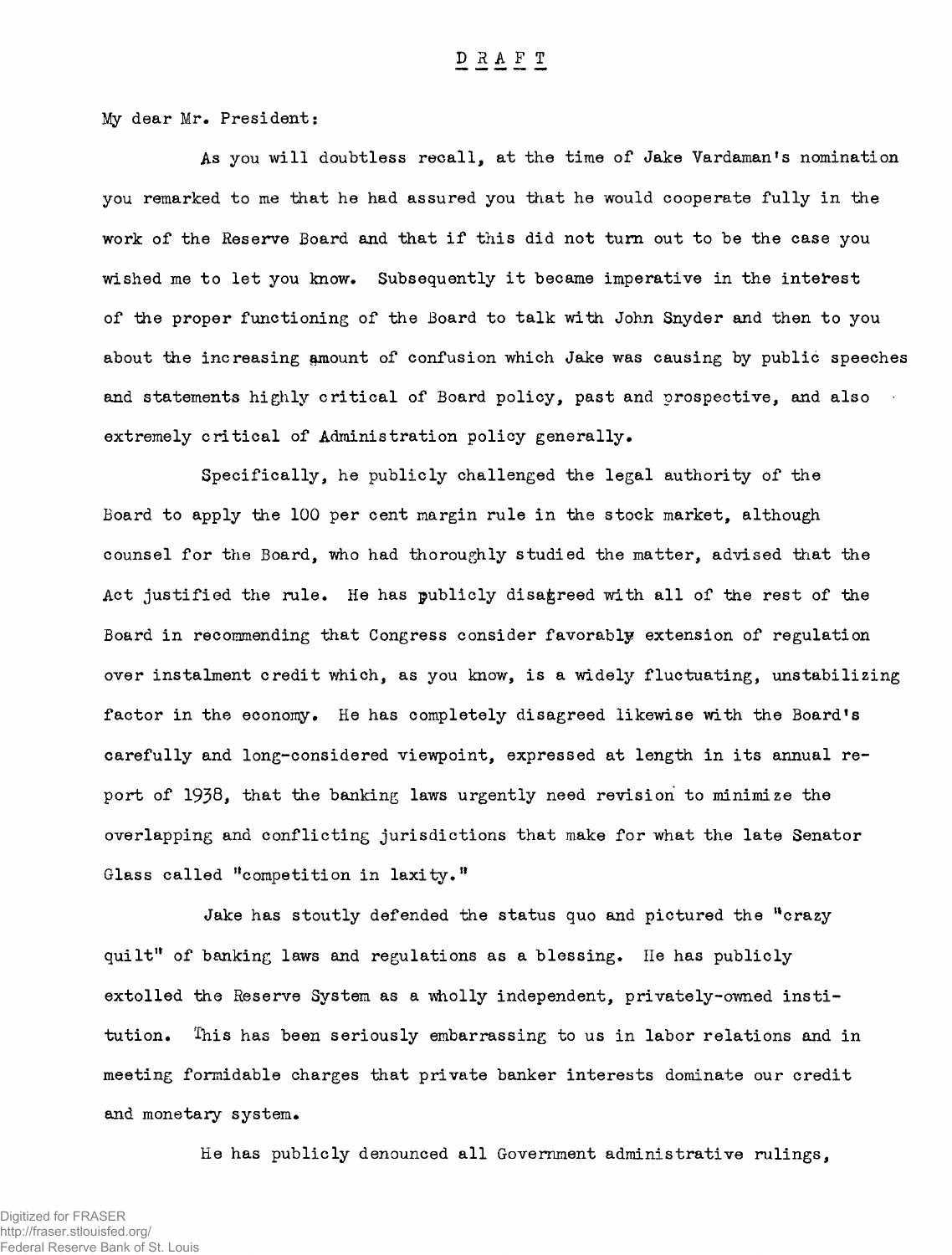D R A F T

My dear Mr. President:

As you will doubtless recall, at the time of Jake Vardaman's nomination you remarked to me that he had assured you that he would cooperate fully in the work of the Reserve Board and that if this did not turn out to be the case you wished me to let you know. Subsequently it became imperative in the interest of the proper functioning of the Board to talk with John Snyder and then to you about the increasing amount of confusion which Jake was causing by public speeches and statements highly critical of Board policy, past and prospective, and also extremely critical of Administration policy generally.

Specifically, he publicly challenged the legal authority of the Board to apply the 100 per cent margin rule in the stock market, although counsel for the Board, who had thoroughly studied the matter, advised that the Act justified the rule. He has publicly disagreed with all of the rest of the Board in recommending that Congress consider favorably extension of regulation over instalment credit which, as you know, is a widely fluctuating, unstabilizing factor in the economy. He has completely disagreed likewise with the Board's carefully and long-considered viewpoint, expressed at length in its annual report of 1938, that the banking laws urgently need revision to minimize the overlapping and conflicting jurisdictions that make for what the late Senator Glass called "competition in laxity."

Jake has stoutly defended the status quo and pictured the "crazy quilt" of banking laws and regulations as a blessing. He has publicly extolled the Reserve System as a wholly independent, privately-owned institution. This has been seriously embarrassing to us in labor relations and in meeting formidable charges that private banker interests dominate our credit and monetary system.

He has publicly denounced all Government administrative rulings,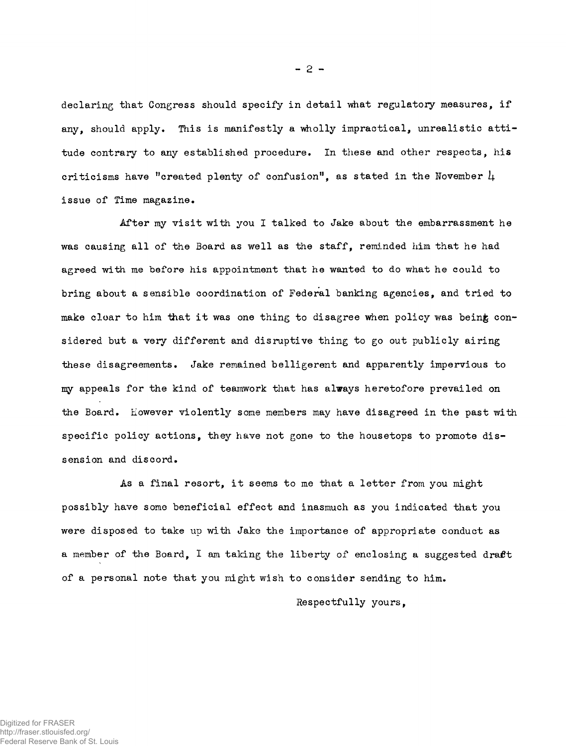declaring that Congress should specify in detail what regulatory measures, if any, should apply. This is manifestly a wholly impractical, unrealistic attitude contrary to any established procedure. In these and other respects, his criticisms have "created plenty of confusion", as stated in the November 4 issue of Time magazine.

After my visit with you I talked to Jake about the embarrassment he was causing all of the Board as well as the staff, reminded him that he had agreed with me before his appointment that he wanted to do what he could to bring about a sensible coordination of Federal banking agencies, and tried to make clear to him that it was one thing to disagree when policy was being considered but a very different and disruptive thing to go out publicly airing these disagreements. Jake remained belligerent and apparently impervious to my appeals for the kind of teamwork that has always heretofore prevailed on the Board. However violently some members may have disagreed in the past with specific policy actions, they have not gone to the housetops to promote dissension and discord.

As a final resort, it seems to me that a letter from you might possibly have some beneficial effect and inasmuch as you indicated that you were disposed to take up with Jake the importance of appropriate conduct as a member of the Board, I am taking the liberty of enclosing a suggested draft of a personal note that you might wish to consider sending to him.

Respectfully yours,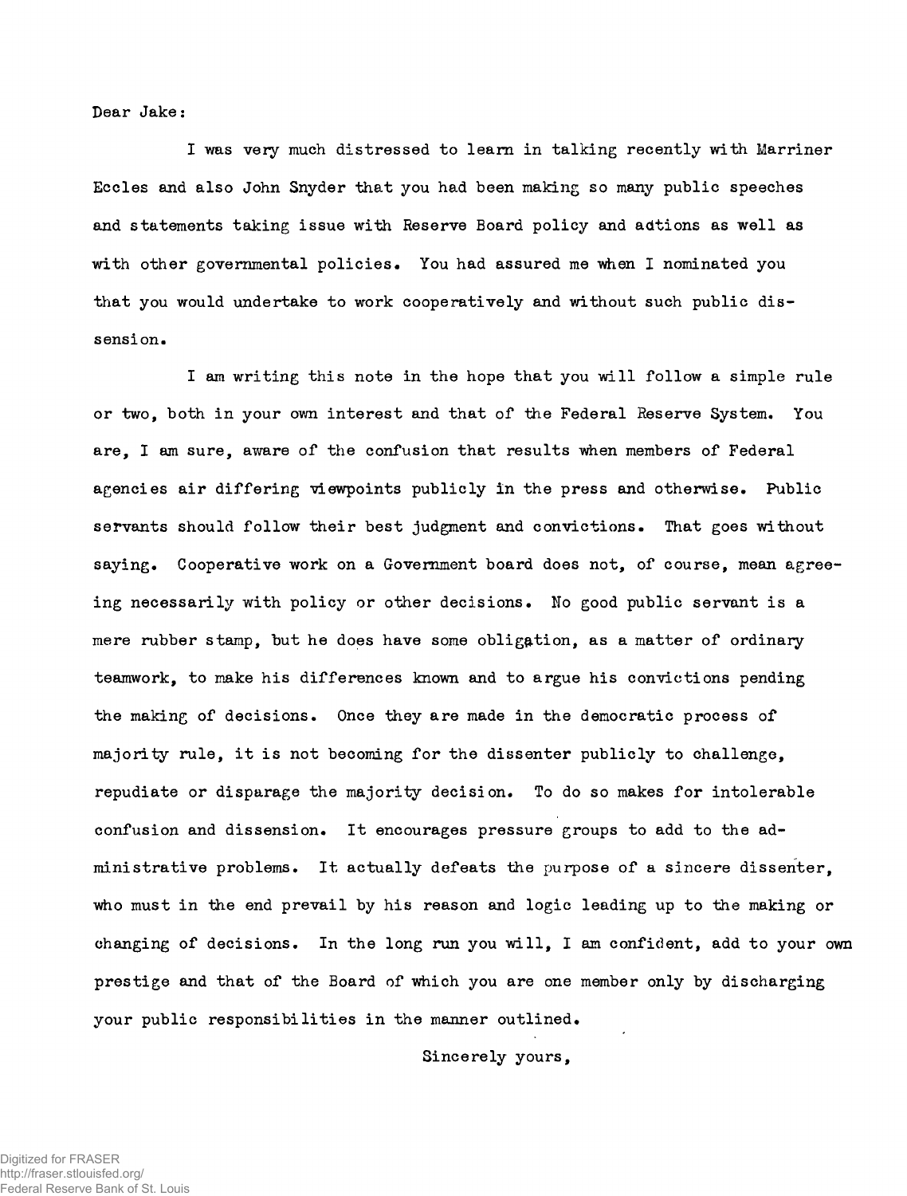Dear Jake:

I was very much distressed to learn in talking recently with Marriner Eccles and also John Snyder that you had been making so many public speeches and statements taking issue with Reserve Board policy and actions as well as with other governmental policies. You had assured me when I nominated you that you would undertake to work cooperatively and without such public dissension.

I am writing this note in the hope that you will follow a simple rule or two, both in your own interest and that of the Federal Reserve System. You are, I am sure, aware of the confusion that results when members of Federal agencies air differing viewpoints publicly in the press and otherwise. Public servants should follow their best judgment and convictions. That goes without saying. Cooperative work on a Government board does not, of course, mean agreeing necessarily with policy or other decisions. No good public servant is a mere rubber stamp, but he does have some obligation, as a matter of ordinary teamwork, to make his differences known and to argue his convictions pending the making of decisions. Once they are made in the democratic process of majority rule, it is not becoming for the dissenter publicly to challenge, repudiate or disparage the majority decision. To do so makes for intolerable confusion and dissension. It encourages pressure groups to add to the administrative problems. It actually defeats the purpose of a sincere dissenter, who must in the end prevail by his reason and logic leading up to the making or changing of decisions. In the long run you will, I am confident, add to your own prestige and that of the Board of which you are one member only by discharging your public responsibilities in the manner outlined.

Sincerely yours,